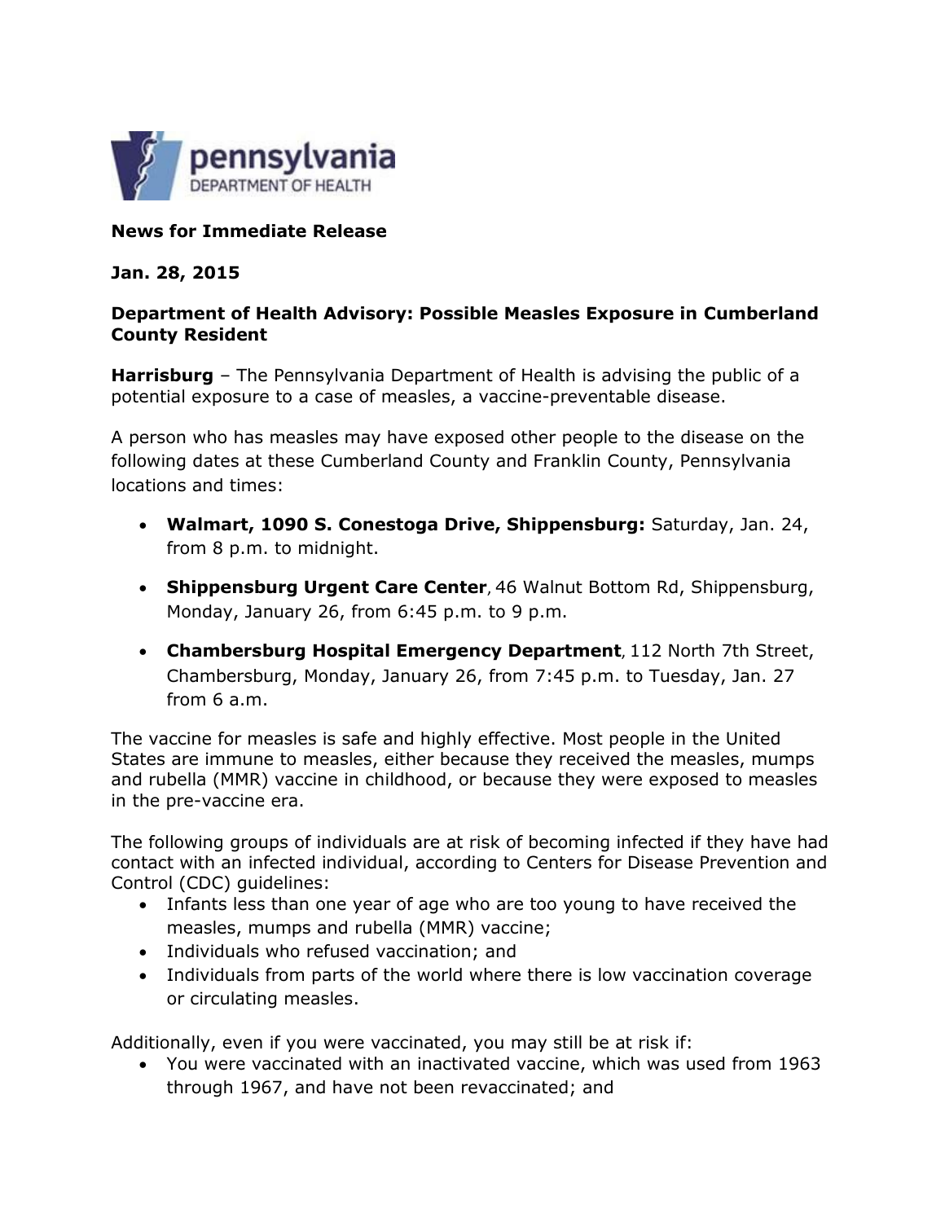pennsylvania
DEPARTMENT OF HEALTH

**News for Immediate Release**

**Jan. 28, 2015**

**Department of Health Advisory: Possible Measles Exposure in Cumberland County Resident**

**Harrisburg** – The Pennsylvania Department of Health is advising the public of a potential exposure to a case of measles, a vaccine-preventable disease.

A person who has measles may have exposed other people to the disease on the following dates at these Cumberland County and Franklin County, Pennsylvania locations and times:

- **Walmart, 1090 S. Conestoga Drive, Shippensburg:** Saturday, Jan. 24, from 8 p.m. to midnight.
- **Shippensburg Urgent Care Center**, 46 Walnut Bottom Rd, Shippensburg, Monday, January 26, from 6:45 p.m. to 9 p.m.
- **Chambersburg Hospital Emergency Department**, 112 North 7th Street, Chambersburg, Monday, January 26, from 7:45 p.m. to Tuesday, Jan. 27 from 6 a.m.

The vaccine for measles is safe and highly effective. Most people in the United States are immune to measles, either because they received the measles, mumps and rubella (MMR) vaccine in childhood, or because they were exposed to measles in the pre-vaccine era.

The following groups of individuals are at risk of becoming infected if they have had contact with an infected individual, according to Centers for Disease Prevention and Control (CDC) guidelines:

- Infants less than one year of age who are too young to have received the measles, mumps and rubella (MMR) vaccine;
- Individuals who refused vaccination; and
- Individuals from parts of the world where there is low vaccination coverage or circulating measles.

Additionally, even if you were vaccinated, you may still be at risk if:

- You were vaccinated with an inactivated vaccine, which was used from 1963 through 1967, and have not been revaccinated; and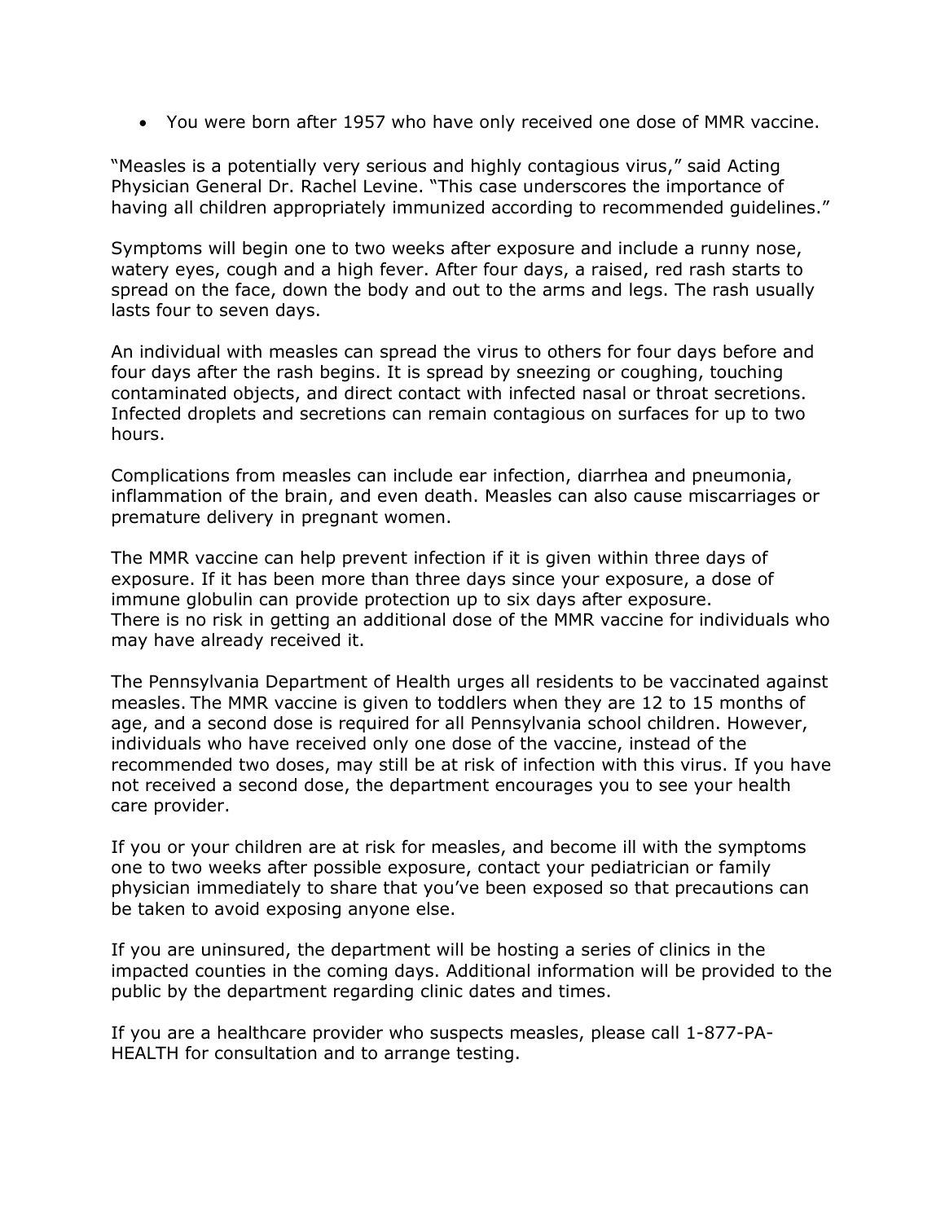- You were born after 1957 who have only received one dose of MMR vaccine.

"Measles is a potentially very serious and highly contagious virus," said Acting Physician General Dr. Rachel Levine. "This case underscores the importance of having all children appropriately immunized according to recommended guidelines."

Symptoms will begin one to two weeks after exposure and include a runny nose, watery eyes, cough and a high fever. After four days, a raised, red rash starts to spread on the face, down the body and out to the arms and legs. The rash usually lasts four to seven days.

An individual with measles can spread the virus to others for four days before and four days after the rash begins. It is spread by sneezing or coughing, touching contaminated objects, and direct contact with infected nasal or throat secretions. Infected droplets and secretions can remain contagious on surfaces for up to two hours.

Complications from measles can include ear infection, diarrhea and pneumonia, inflammation of the brain, and even death. Measles can also cause miscarriages or premature delivery in pregnant women.

The MMR vaccine can help prevent infection if it is given within three days of exposure. If it has been more than three days since your exposure, a dose of immune globulin can provide protection up to six days after exposure.
There is no risk in getting an additional dose of the MMR vaccine for individuals who may have already received it.

The Pennsylvania Department of Health urges all residents to be vaccinated against measles. The MMR vaccine is given to toddlers when they are 12 to 15 months of age, and a second dose is required for all Pennsylvania school children. However, individuals who have received only one dose of the vaccine, instead of the recommended two doses, may still be at risk of infection with this virus. If you have not received a second dose, the department encourages you to see your health care provider.

If you or your children are at risk for measles, and become ill with the symptoms one to two weeks after possible exposure, contact your pediatrician or family physician immediately to share that you've been exposed so that precautions can be taken to avoid exposing anyone else.

If you are uninsured, the department will be hosting a series of clinics in the impacted counties in the coming days. Additional information will be provided to the public by the department regarding clinic dates and times.

If you are a healthcare provider who suspects measles, please call 1-877-PA-HEALTH for consultation and to arrange testing.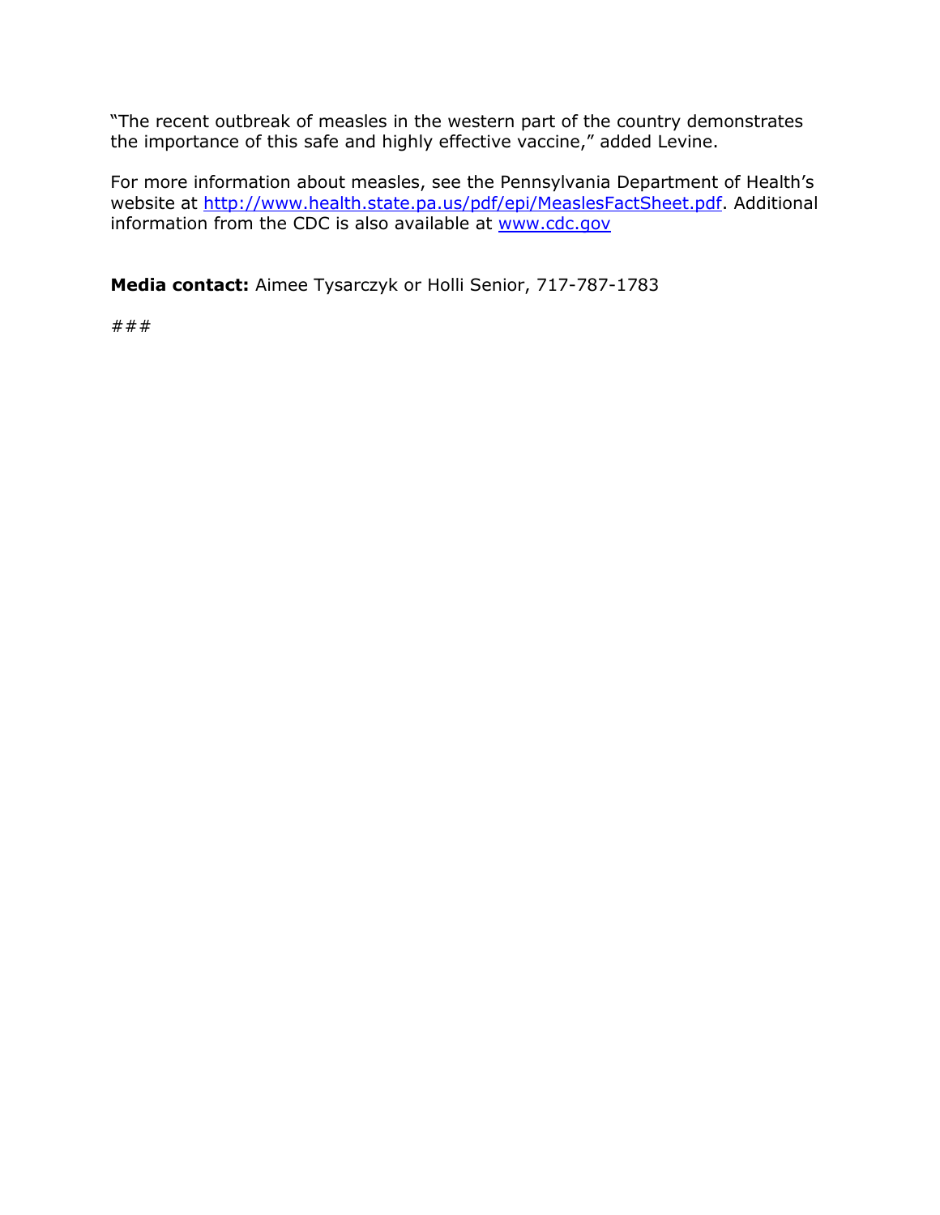"The recent outbreak of measles in the western part of the country demonstrates the importance of this safe and highly effective vaccine," added Levine.

For more information about measles, see the Pennsylvania Department of Health's website at [http://www.health.state.pa.us/pdf/epi/MeaslesFactSheet.pdf](http://www.health.state.pa.us/pdf/epi/MeaslesFactSheet.pdf). Additional information from the CDC is also available at [www.cdc.gov](http://www.cdc.gov)

**Media contact:** Aimee Tysarczyk or Holli Senior, 717-787-1783

###